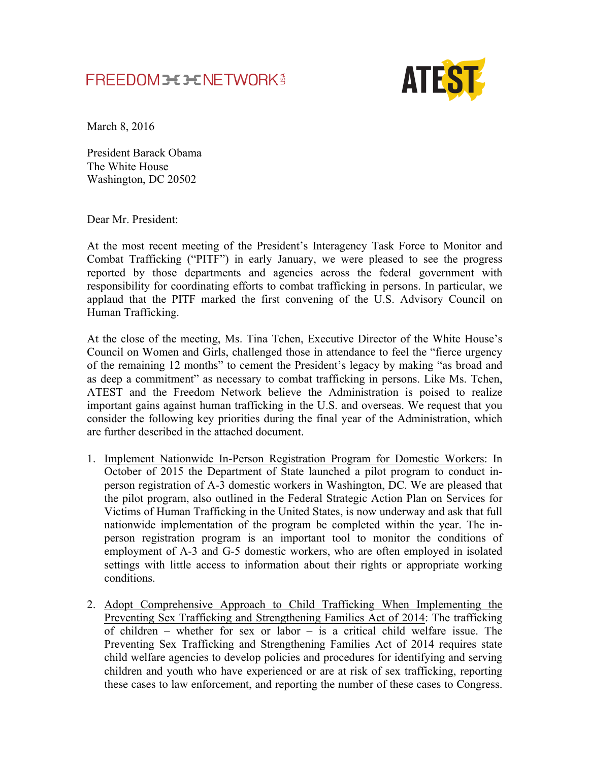FREEDOM NETWORK USA

ATEST

March 8, 2016

President Barack Obama
The White House
Washington, DC 20502

Dear Mr. President:

At the most recent meeting of the President's Interagency Task Force to Monitor and Combat Trafficking ("PITF") in early January, we were pleased to see the progress reported by those departments and agencies across the federal government with responsibility for coordinating efforts to combat trafficking in persons. In particular, we applaud that the PITF marked the first convening of the U.S. Advisory Council on Human Trafficking.

At the close of the meeting, Ms. Tina Tchen, Executive Director of the White House's Council on Women and Girls, challenged those in attendance to feel the "fierce urgency of the remaining 12 months" to cement the President's legacy by making "as broad and as deep a commitment" as necessary to combat trafficking in persons. Like Ms. Tchen, ATEST and the Freedom Network believe the Administration is poised to realize important gains against human trafficking in the U.S. and overseas. We request that you consider the following key priorities during the final year of the Administration, which are further described in the attached document.

1. Implement Nationwide In-Person Registration Program for Domestic Workers: In October of 2015 the Department of State launched a pilot program to conduct in-person registration of A-3 domestic workers in Washington, DC. We are pleased that the pilot program, also outlined in the Federal Strategic Action Plan on Services for Victims of Human Trafficking in the United States, is now underway and ask that full nationwide implementation of the program be completed within the year. The in-person registration program is an important tool to monitor the conditions of employment of A-3 and G-5 domestic workers, who are often employed in isolated settings with little access to information about their rights or appropriate working conditions.

2. Adopt Comprehensive Approach to Child Trafficking When Implementing the Preventing Sex Trafficking and Strengthening Families Act of 2014: The trafficking of children – whether for sex or labor – is a critical child welfare issue. The Preventing Sex Trafficking and Strengthening Families Act of 2014 requires state child welfare agencies to develop policies and procedures for identifying and serving children and youth who have experienced or are at risk of sex trafficking, reporting these cases to law enforcement, and reporting the number of these cases to Congress.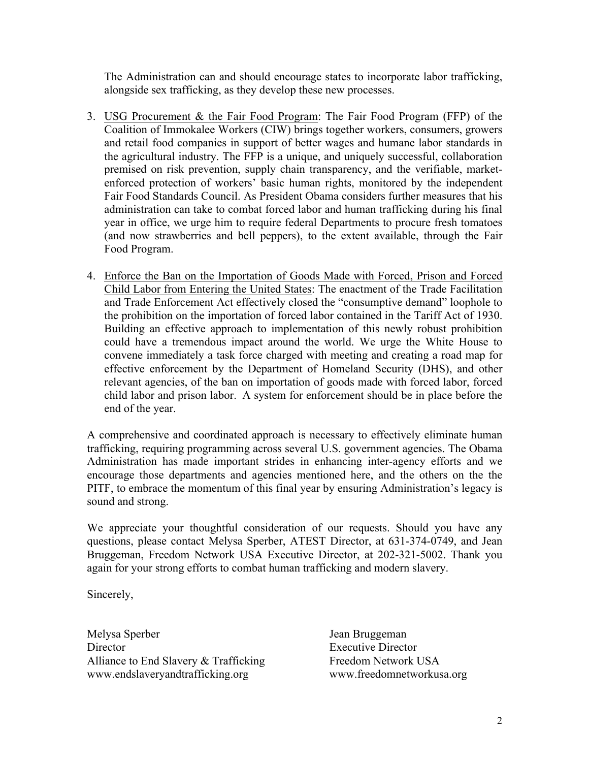The Administration can and should encourage states to incorporate labor trafficking, alongside sex trafficking, as they develop these new processes.

3. <u>USG Procurement & the Fair Food Program</u>: The Fair Food Program (FFP) of the Coalition of Immokalee Workers (CIW) brings together workers, consumers, growers and retail food companies in support of better wages and humane labor standards in the agricultural industry. The FFP is a unique, and uniquely successful, collaboration premised on risk prevention, supply chain transparency, and the verifiable, market-enforced protection of workers' basic human rights, monitored by the independent Fair Food Standards Council. As President Obama considers further measures that his administration can take to combat forced labor and human trafficking during his final year in office, we urge him to require federal Departments to procure fresh tomatoes (and now strawberries and bell peppers), to the extent available, through the Fair Food Program.

4. <u>Enforce the Ban on the Importation of Goods Made with Forced, Prison and Forced Child Labor from Entering the United States</u>: The enactment of the Trade Facilitation and Trade Enforcement Act effectively closed the "consumptive demand" loophole to the prohibition on the importation of forced labor contained in the Tariff Act of 1930. Building an effective approach to implementation of this newly robust prohibition could have a tremendous impact around the world. We urge the White House to convene immediately a task force charged with meeting and creating a road map for effective enforcement by the Department of Homeland Security (DHS), and other relevant agencies, of the ban on importation of goods made with forced labor, forced child labor and prison labor. A system for enforcement should be in place before the end of the year.

A comprehensive and coordinated approach is necessary to effectively eliminate human trafficking, requiring programming across several U.S. government agencies. The Obama Administration has made important strides in enhancing inter-agency efforts and we encourage those departments and agencies mentioned here, and the others on the the PITF, to embrace the momentum of this final year by ensuring Administration's legacy is sound and strong.

We appreciate your thoughtful consideration of our requests. Should you have any questions, please contact Melysa Sperber, ATEST Director, at 631-374-0749, and Jean Bruggeman, Freedom Network USA Executive Director, at 202-321-5002. Thank you again for your strong efforts to combat human trafficking and modern slavery.

Sincerely,

Melysa Sperber
Director
Alliance to End Slavery & Trafficking
www.endslaveryandtrafficking.org

Jean Bruggeman
Executive Director
Freedom Network USA
www.freedomnetworkusa.org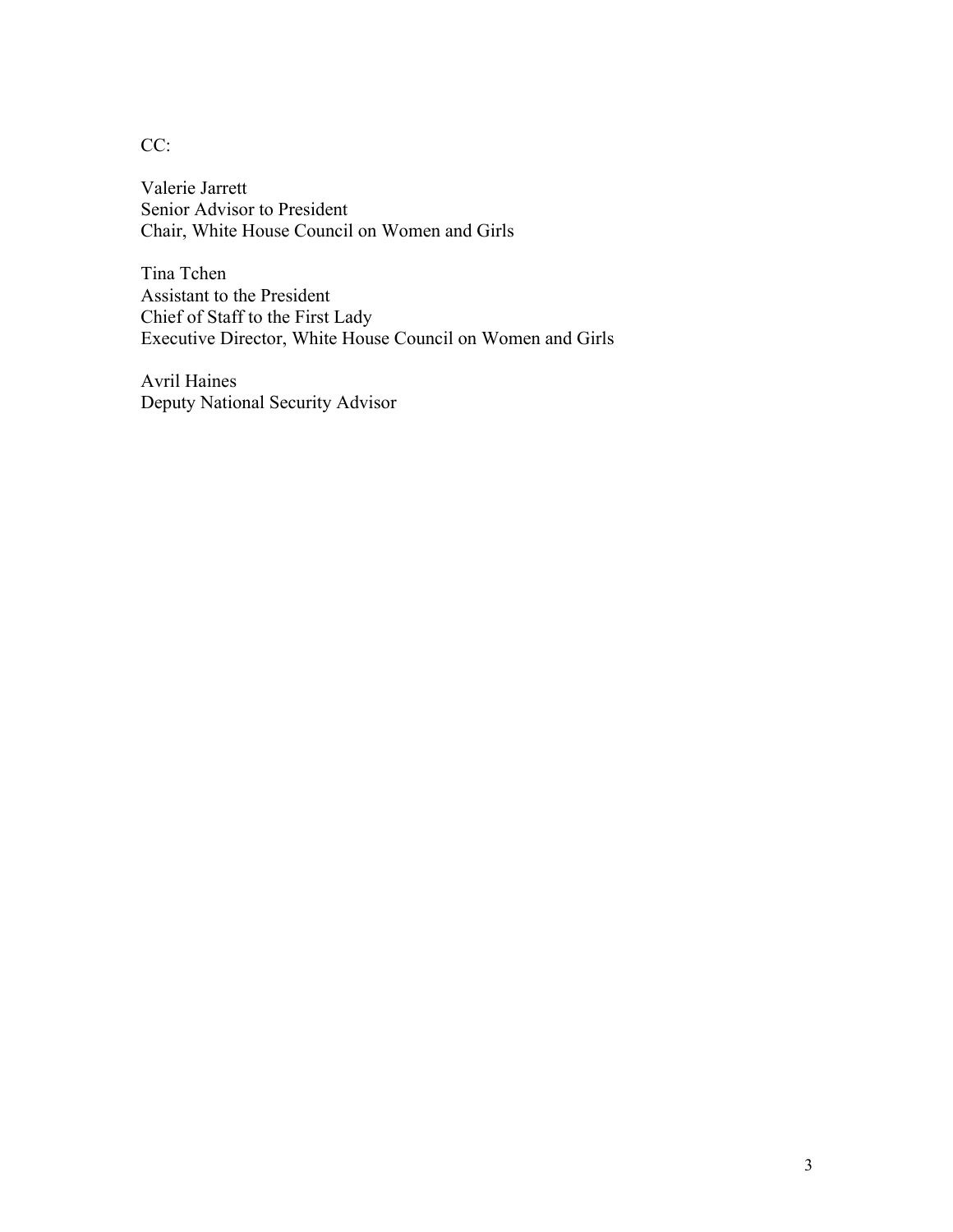CC:

Valerie Jarrett
Senior Advisor to President
Chair, White House Council on Women and Girls

Tina Tchen
Assistant to the President
Chief of Staff to the First Lady
Executive Director, White House Council on Women and Girls

Avril Haines
Deputy National Security Advisor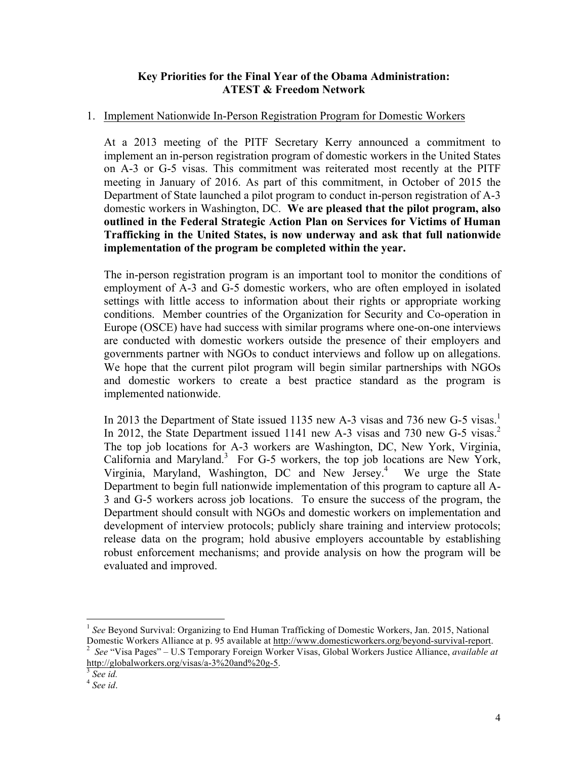**Key Priorities for the Final Year of the Obama Administration: ATEST & Freedom Network**

1. Implement Nationwide In-Person Registration Program for Domestic Workers

   At a 2013 meeting of the PITF Secretary Kerry announced a commitment to implement an in-person registration program of domestic workers in the United States on A-3 or G-5 visas. This commitment was reiterated most recently at the PITF meeting in January of 2016. As part of this commitment, in October of 2015 the Department of State launched a pilot program to conduct in-person registration of A-3 domestic workers in Washington, DC. **We are pleased that the pilot program, also outlined in the Federal Strategic Action Plan on Services for Victims of Human Trafficking in the United States, is now underway and ask that full nationwide implementation of the program be completed within the year.**

   The in-person registration program is an important tool to monitor the conditions of employment of A-3 and G-5 domestic workers, who are often employed in isolated settings with little access to information about their rights or appropriate working conditions. Member countries of the Organization for Security and Co-operation in Europe (OSCE) have had success with similar programs where one-on-one interviews are conducted with domestic workers outside the presence of their employers and governments partner with NGOs to conduct interviews and follow up on allegations. We hope that the current pilot program will begin similar partnerships with NGOs and domestic workers to create a best practice standard as the program is implemented nationwide.

   In 2013 the Department of State issued 1135 new A-3 visas and 736 new G-5 visas.[1] In 2012, the State Department issued 1141 new A-3 visas and 730 new G-5 visas.[2] The top job locations for A-3 workers are Washington, DC, New York, Virginia, California and Maryland.[3] For G-5 workers, the top job locations are New York, Virginia, Maryland, Washington, DC and New Jersey.[4] We urge the State Department to begin full nationwide implementation of this program to capture all A-3 and G-5 workers across job locations. To ensure the success of the program, the Department should consult with NGOs and domestic workers on implementation and development of interview protocols; publicly share training and interview protocols; release data on the program; hold abusive employers accountable by establishing robust enforcement mechanisms; and provide analysis on how the program will be evaluated and improved.

---

[1] *See* Beyond Survival: Organizing to End Human Trafficking of Domestic Workers, Jan. 2015, National Domestic Workers Alliance at p. 95 available at http://www.domesticworkers.org/beyond-survival-report.

[2] *See* "Visa Pages" – U.S Temporary Foreign Worker Visas, Global Workers Justice Alliance, *available at* http://globalworkers.org/visas/a-3%20and%20g-5.

[3] *See id.*

[4] *See id*.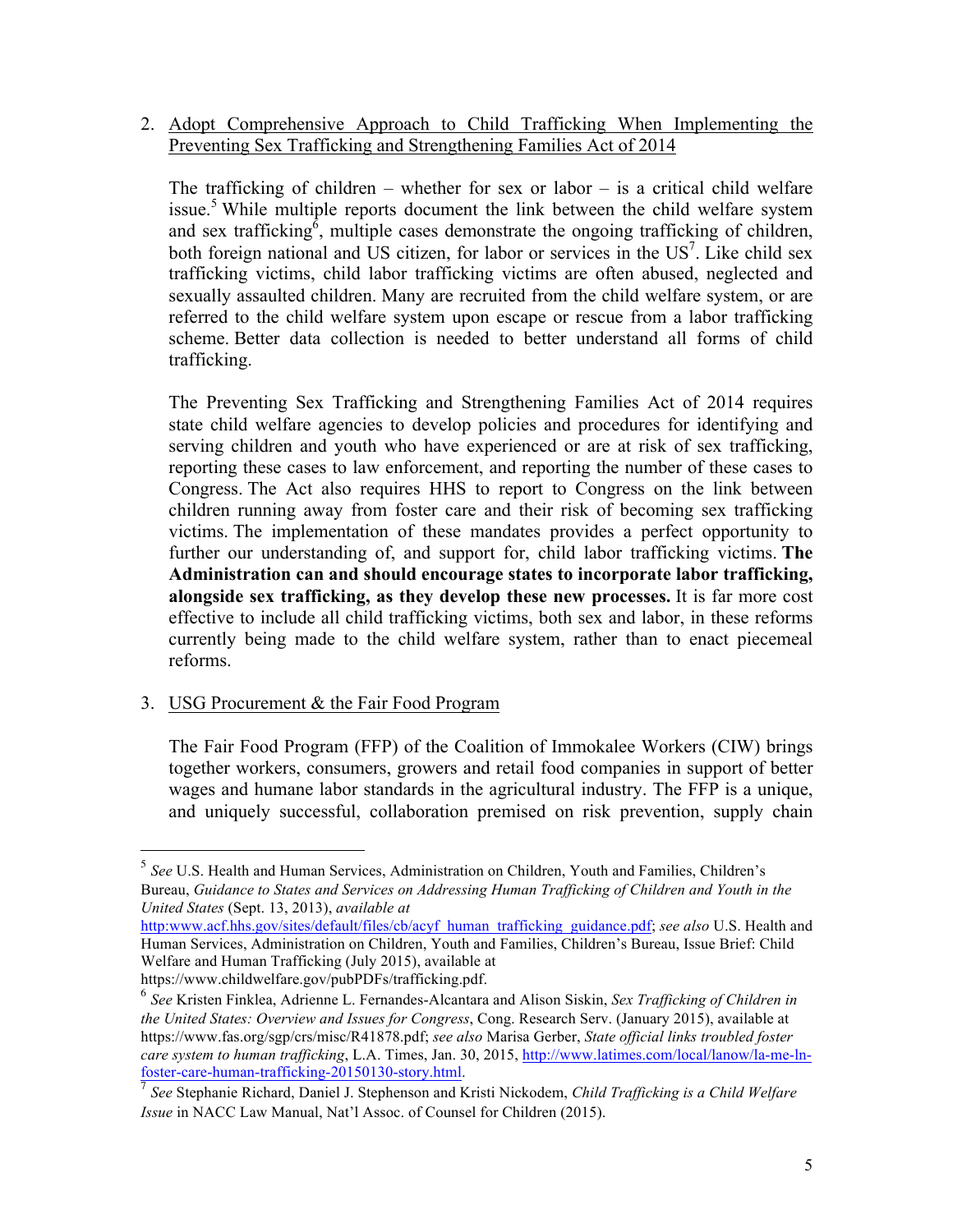2. Adopt Comprehensive Approach to Child Trafficking When Implementing the Preventing Sex Trafficking and Strengthening Families Act of 2014

   The trafficking of children – whether for sex or labor – is a critical child welfare issue.[5] While multiple reports document the link between the child welfare system and sex trafficking[6], multiple cases demonstrate the ongoing trafficking of children, both foreign national and US citizen, for labor or services in the US[7]. Like child sex trafficking victims, child labor trafficking victims are often abused, neglected and sexually assaulted children. Many are recruited from the child welfare system, or are referred to the child welfare system upon escape or rescue from a labor trafficking scheme. Better data collection is needed to better understand all forms of child trafficking.

   The Preventing Sex Trafficking and Strengthening Families Act of 2014 requires state child welfare agencies to develop policies and procedures for identifying and serving children and youth who have experienced or are at risk of sex trafficking, reporting these cases to law enforcement, and reporting the number of these cases to Congress. The Act also requires HHS to report to Congress on the link between children running away from foster care and their risk of becoming sex trafficking victims. The implementation of these mandates provides a perfect opportunity to further our understanding of, and support for, child labor trafficking victims. **The Administration can and should encourage states to incorporate labor trafficking, alongside sex trafficking, as they develop these new processes.** It is far more cost effective to include all child trafficking victims, both sex and labor, in these reforms currently being made to the child welfare system, rather than to enact piecemeal reforms.

3. USG Procurement & the Fair Food Program

   The Fair Food Program (FFP) of the Coalition of Immokalee Workers (CIW) brings together workers, consumers, growers and retail food companies in support of better wages and humane labor standards in the agricultural industry. The FFP is a unique, and uniquely successful, collaboration premised on risk prevention, supply chain

---

[5] *See* U.S. Health and Human Services, Administration on Children, Youth and Families, Children's Bureau, *Guidance to States and Services on Addressing Human Trafficking of Children and Youth in the United States* (Sept. 13, 2013), *available at* http:www.acf.hhs.gov/sites/default/files/cb/acyf_human_trafficking_guidance.pdf; *see also* U.S. Health and Human Services, Administration on Children, Youth and Families, Children's Bureau, Issue Brief: Child Welfare and Human Trafficking (July 2015), available at https://www.childwelfare.gov/pubPDFs/trafficking.pdf.

[6] *See* Kristen Finklea, Adrienne L. Fernandes-Alcantara and Alison Siskin, *Sex Trafficking of Children in the United States: Overview and Issues for Congress*, Cong. Research Serv. (January 2015), available at https://www.fas.org/sgp/crs/misc/R41878.pdf; *see also* Marisa Gerber, *State official links troubled foster care system to human trafficking*, L.A. Times, Jan. 30, 2015, http://www.latimes.com/local/lanow/la-me-ln-foster-care-human-trafficking-20150130-story.html.

[7] *See* Stephanie Richard, Daniel J. Stephenson and Kristi Nickodem, *Child Trafficking is a Child Welfare Issue* in NACC Law Manual, Nat'l Assoc. of Counsel for Children (2015).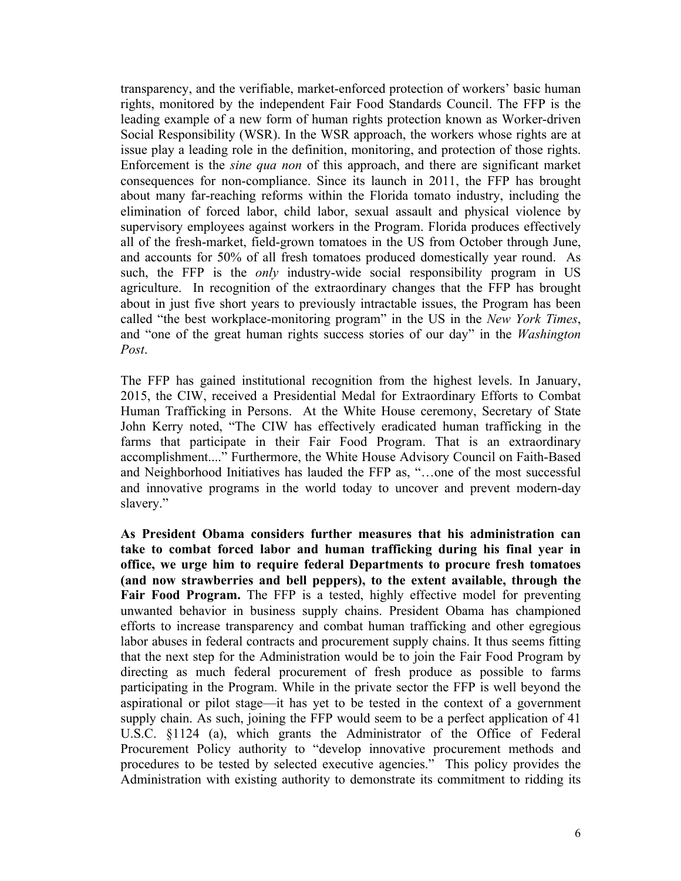transparency, and the verifiable, market-enforced protection of workers' basic human rights, monitored by the independent Fair Food Standards Council. The FFP is the leading example of a new form of human rights protection known as Worker-driven Social Responsibility (WSR). In the WSR approach, the workers whose rights are at issue play a leading role in the definition, monitoring, and protection of those rights. Enforcement is the *sine qua non* of this approach, and there are significant market consequences for non-compliance. Since its launch in 2011, the FFP has brought about many far-reaching reforms within the Florida tomato industry, including the elimination of forced labor, child labor, sexual assault and physical violence by supervisory employees against workers in the Program. Florida produces effectively all of the fresh-market, field-grown tomatoes in the US from October through June, and accounts for 50% of all fresh tomatoes produced domestically year round. As such, the FFP is the *only* industry-wide social responsibility program in US agriculture. In recognition of the extraordinary changes that the FFP has brought about in just five short years to previously intractable issues, the Program has been called "the best workplace-monitoring program" in the US in the *New York Times*, and "one of the great human rights success stories of our day" in the *Washington Post*.

The FFP has gained institutional recognition from the highest levels. In January, 2015, the CIW, received a Presidential Medal for Extraordinary Efforts to Combat Human Trafficking in Persons. At the White House ceremony, Secretary of State John Kerry noted, "The CIW has effectively eradicated human trafficking in the farms that participate in their Fair Food Program. That is an extraordinary accomplishment...." Furthermore, the White House Advisory Council on Faith-Based and Neighborhood Initiatives has lauded the FFP as, "…one of the most successful and innovative programs in the world today to uncover and prevent modern-day slavery."

**As President Obama considers further measures that his administration can take to combat forced labor and human trafficking during his final year in office, we urge him to require federal Departments to procure fresh tomatoes (and now strawberries and bell peppers), to the extent available, through the Fair Food Program.** The FFP is a tested, highly effective model for preventing unwanted behavior in business supply chains. President Obama has championed efforts to increase transparency and combat human trafficking and other egregious labor abuses in federal contracts and procurement supply chains. It thus seems fitting that the next step for the Administration would be to join the Fair Food Program by directing as much federal procurement of fresh produce as possible to farms participating in the Program. While in the private sector the FFP is well beyond the aspirational or pilot stage—it has yet to be tested in the context of a government supply chain. As such, joining the FFP would seem to be a perfect application of 41 U.S.C. §1124 (a), which grants the Administrator of the Office of Federal Procurement Policy authority to "develop innovative procurement methods and procedures to be tested by selected executive agencies." This policy provides the Administration with existing authority to demonstrate its commitment to ridding its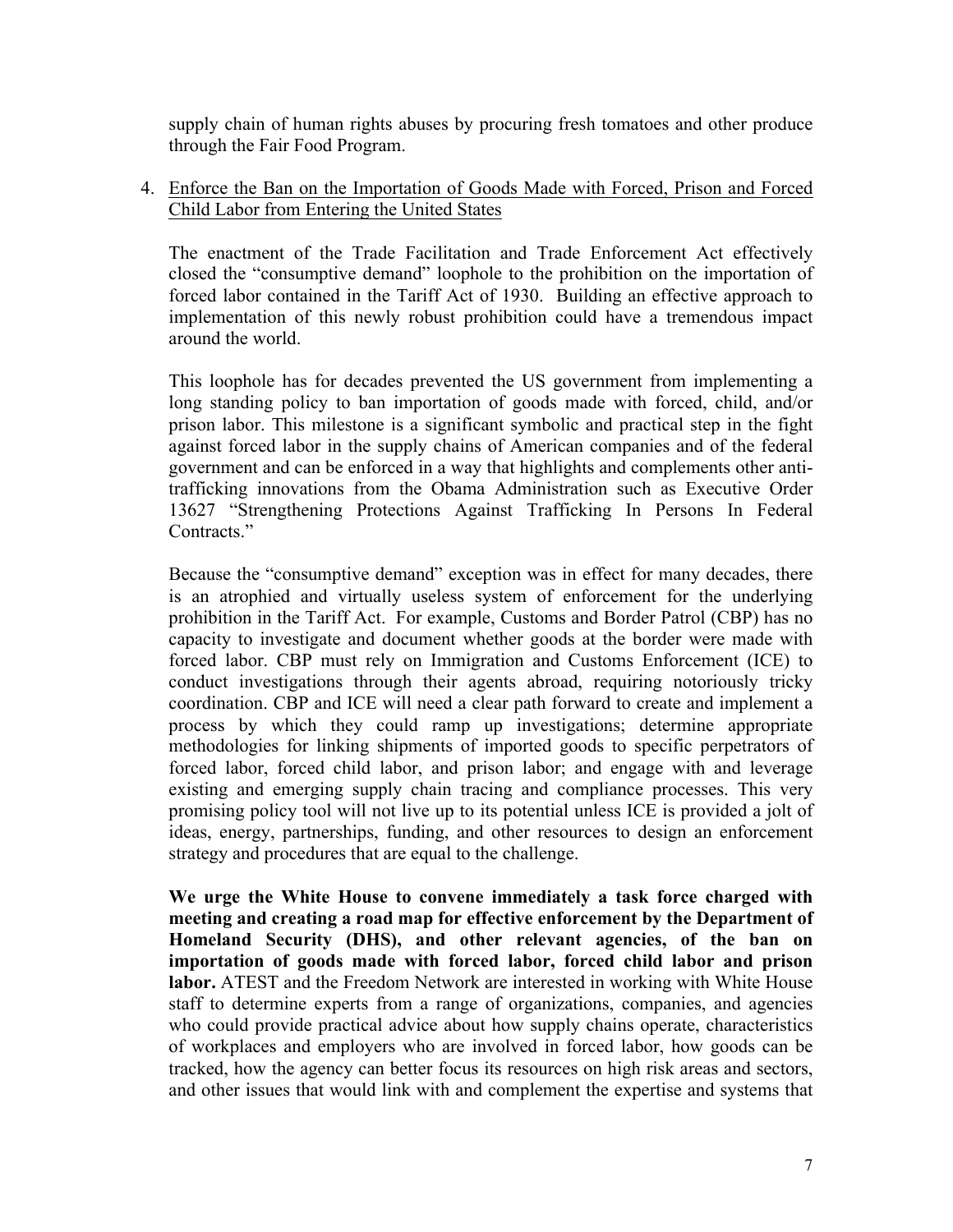supply chain of human rights abuses by procuring fresh tomatoes and other produce through the Fair Food Program.

4. <u>Enforce the Ban on the Importation of Goods Made with Forced, Prison and Forced Child Labor from Entering the United States</u>

   The enactment of the Trade Facilitation and Trade Enforcement Act effectively closed the "consumptive demand" loophole to the prohibition on the importation of forced labor contained in the Tariff Act of 1930. Building an effective approach to implementation of this newly robust prohibition could have a tremendous impact around the world.

   This loophole has for decades prevented the US government from implementing a long standing policy to ban importation of goods made with forced, child, and/or prison labor. This milestone is a significant symbolic and practical step in the fight against forced labor in the supply chains of American companies and of the federal government and can be enforced in a way that highlights and complements other anti-trafficking innovations from the Obama Administration such as Executive Order 13627 "Strengthening Protections Against Trafficking In Persons In Federal Contracts."

   Because the "consumptive demand" exception was in effect for many decades, there is an atrophied and virtually useless system of enforcement for the underlying prohibition in the Tariff Act. For example, Customs and Border Patrol (CBP) has no capacity to investigate and document whether goods at the border were made with forced labor. CBP must rely on Immigration and Customs Enforcement (ICE) to conduct investigations through their agents abroad, requiring notoriously tricky coordination. CBP and ICE will need a clear path forward to create and implement a process by which they could ramp up investigations; determine appropriate methodologies for linking shipments of imported goods to specific perpetrators of forced labor, forced child labor, and prison labor; and engage with and leverage existing and emerging supply chain tracing and compliance processes. This very promising policy tool will not live up to its potential unless ICE is provided a jolt of ideas, energy, partnerships, funding, and other resources to design an enforcement strategy and procedures that are equal to the challenge.

   **We urge the White House to convene immediately a task force charged with meeting and creating a road map for effective enforcement by the Department of Homeland Security (DHS), and other relevant agencies, of the ban on importation of goods made with forced labor, forced child labor and prison labor.** ATEST and the Freedom Network are interested in working with White House staff to determine experts from a range of organizations, companies, and agencies who could provide practical advice about how supply chains operate, characteristics of workplaces and employers who are involved in forced labor, how goods can be tracked, how the agency can better focus its resources on high risk areas and sectors, and other issues that would link with and complement the expertise and systems that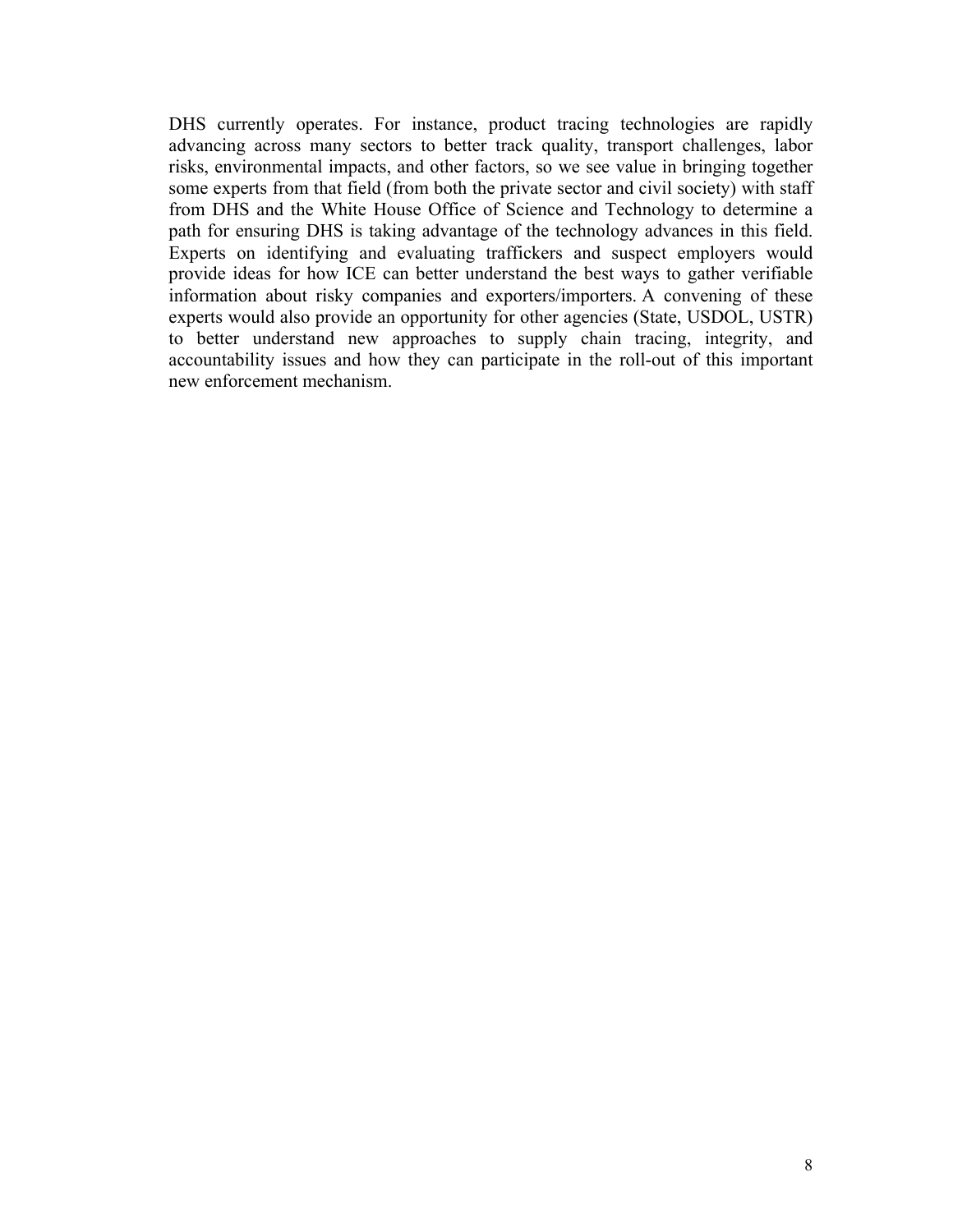DHS currently operates. For instance, product tracing technologies are rapidly advancing across many sectors to better track quality, transport challenges, labor risks, environmental impacts, and other factors, so we see value in bringing together some experts from that field (from both the private sector and civil society) with staff from DHS and the White House Office of Science and Technology to determine a path for ensuring DHS is taking advantage of the technology advances in this field. Experts on identifying and evaluating traffickers and suspect employers would provide ideas for how ICE can better understand the best ways to gather verifiable information about risky companies and exporters/importers. A convening of these experts would also provide an opportunity for other agencies (State, USDOL, USTR) to better understand new approaches to supply chain tracing, integrity, and accountability issues and how they can participate in the roll-out of this important new enforcement mechanism.